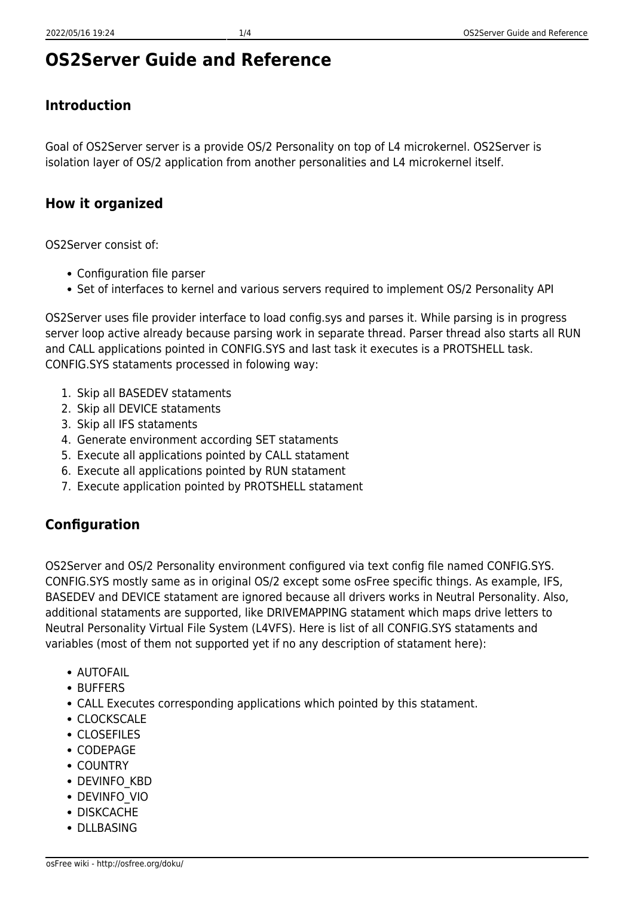# OS2Server Guide and Reference

## Introduction

Goal of OS2Server server is a provide OS/2 Personality on top of L4 microkernel. OS2Server is isolation layer of OS/2 application from another personalities and L4 microkernel itself.

## How it organized

OS2Server consist of:

- Configuration file parser
- Set of interfaces to kernel and various servers required to implement OS/2 Personality API

OS2Server uses file provider interface to load config.sys and parses it. While parsing is in progress server loop active already because parsing work in separate thread. Parser thread also starts all RUN and CALL applications pointed in CONFIG.SYS and last task it executes is a PROTSHELL task. CONFIG.SYS stataments processed in folowing way:

1. Skip all BASEDEV stataments
2. Skip all DEVICE stataments
3. Skip all IFS stataments
4. Generate environment according SET stataments
5. Execute all applications pointed by CALL statament
6. Execute all applications pointed by RUN statament
7. Execute application pointed by PROTSHELL statament

## Configuration

OS2Server and OS/2 Personality environment configured via text config file named CONFIG.SYS. CONFIG.SYS mostly same as in original OS/2 except some osFree specific things. As example, IFS, BASEDEV and DEVICE statament are ignored because all drivers works in Neutral Personality. Also, additional stataments are supported, like DRIVEMAPPING statament which maps drive letters to Neutral Personality Virtual File System (L4VFS). Here is list of all CONFIG.SYS stataments and variables (most of them not supported yet if no any description of statament here):

- AUTOFAIL
- BUFFERS
- CALL Executes corresponding applications which pointed by this statament.
- CLOCKSCALE
- CLOSEFILES
- CODEPAGE
- COUNTRY
- DEVINFO_KBD
- DEVINFO_VIO
- DISKCACHE
- DLLBASING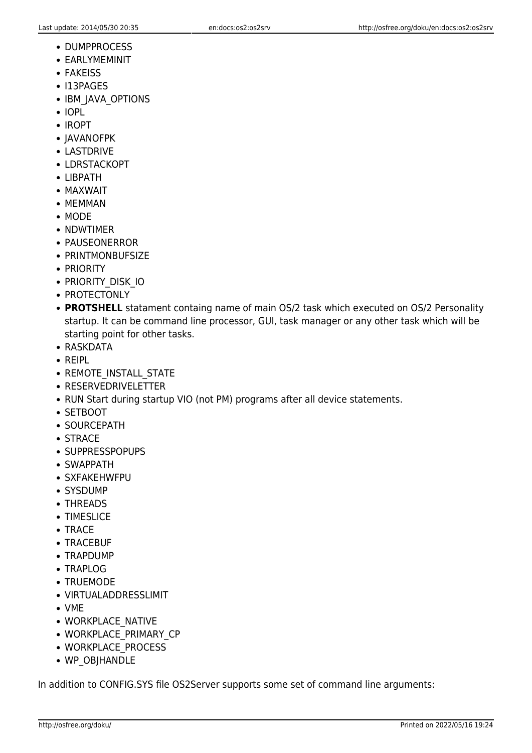- DUMPPROCESS
- EARLYMEMINIT
- FAKEISS
- I13PAGES
- IBM_JAVA_OPTIONS
- IOPL
- IROPT
- JAVANOFPK
- LASTDRIVE
- LDRSTACKOPT
- LIBPATH
- MAXWAIT
- MEMMAN
- MODE
- NDWTIMER
- PAUSEONERROR
- PRINTMONBUFSIZE
- PRIORITY
- PRIORITY_DISK_IO
- PROTECTONLY
- **PROTSHELL** statament containg name of main OS/2 task which executed on OS/2 Personality startup. It can be command line processor, GUI, task manager or any other task which will be starting point for other tasks.
- RASKDATA
- REIPL
- REMOTE_INSTALL_STATE
- RESERVEDRIVELETTER
- RUN Start during startup VIO (not PM) programs after all device statements.
- SETBOOT
- SOURCEPATH
- STRACE
- SUPPRESSPOPUPS
- SWAPPATH
- SXFAKEHWFPU
- SYSDUMP
- THREADS
- TIMESLICE
- TRACE
- TRACEBUF
- TRAPDUMP
- TRAPLOG
- TRUEMODE
- VIRTUALADDRESSLIMIT
- VME
- WORKPLACE_NATIVE
- WORKPLACE_PRIMARY_CP
- WORKPLACE_PROCESS
- WP_OBJHANDLE

In addition to CONFIG.SYS file OS2Server supports some set of command line arguments: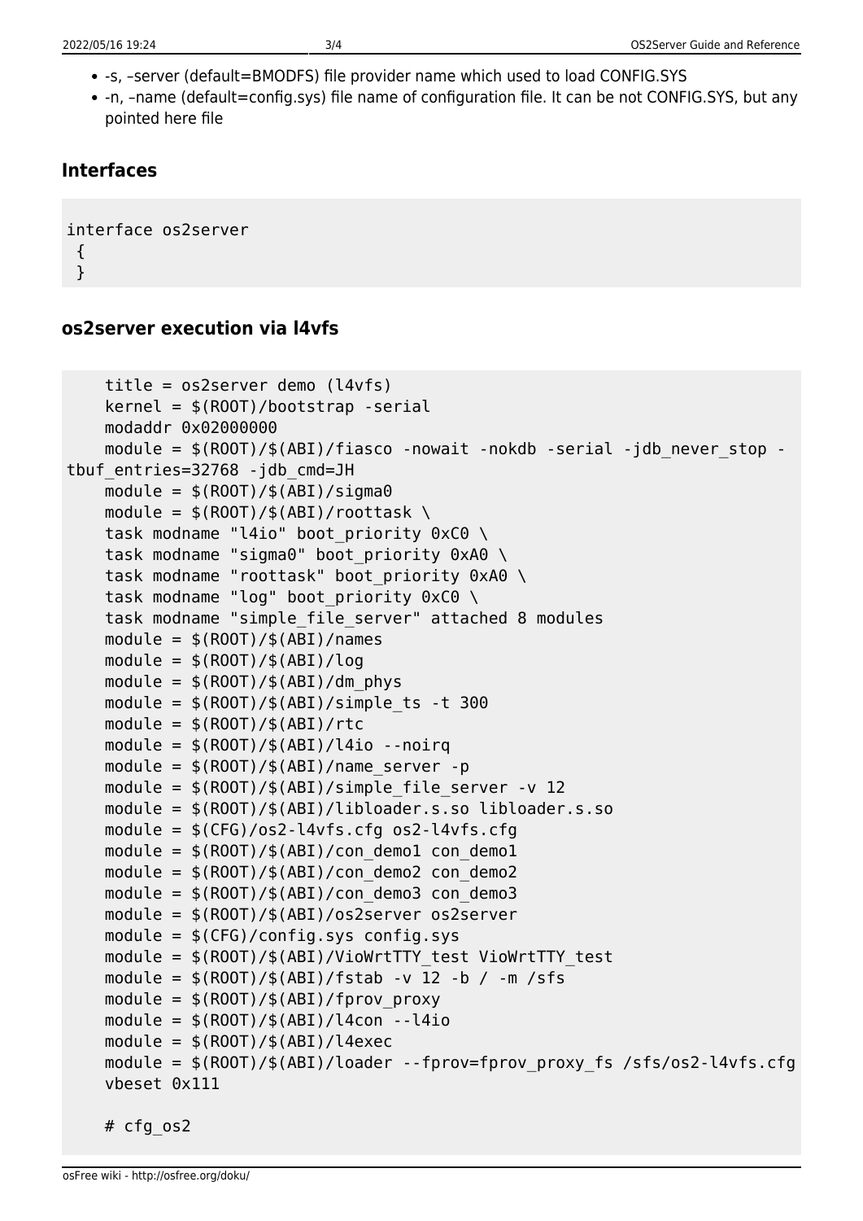- -s, –server (default=BMODFS) file provider name which used to load CONFIG.SYS
- -n, –name (default=config.sys) file name of configuration file. It can be not CONFIG.SYS, but any pointed here file

## Interfaces

```
interface os2server
 {
 }
```

## os2server execution via l4vfs

```
    title = os2server demo (l4vfs)
    kernel = $(ROOT)/bootstrap -serial
    modaddr 0x02000000
    module = $(ROOT)/$(ABI)/fiasco -nowait -nokdb -serial -jdb_never_stop -tbuf_entries=32768 -jdb_cmd=JH
    module = $(ROOT)/$(ABI)/sigma0
    module = $(ROOT)/$(ABI)/roottask \
    task modname "l4io" boot_priority 0xC0 \
    task modname "sigma0" boot_priority 0xA0 \
    task modname "roottask" boot_priority 0xA0 \
    task modname "log" boot_priority 0xC0 \
    task modname "simple_file_server" attached 8 modules
    module = $(ROOT)/$(ABI)/names
    module = $(ROOT)/$(ABI)/log
    module = $(ROOT)/$(ABI)/dm_phys
    module = $(ROOT)/$(ABI)/simple_ts -t 300
    module = $(ROOT)/$(ABI)/rtc
    module = $(ROOT)/$(ABI)/l4io --noirq
    module = $(ROOT)/$(ABI)/name_server -p
    module = $(ROOT)/$(ABI)/simple_file_server -v 12
    module = $(ROOT)/$(ABI)/libloader.s.so libloader.s.so
    module = $(CFG)/os2-l4vfs.cfg os2-l4vfs.cfg
    module = $(ROOT)/$(ABI)/con_demo1 con_demo1
    module = $(ROOT)/$(ABI)/con_demo2 con_demo2
    module = $(ROOT)/$(ABI)/con_demo3 con_demo3
    module = $(ROOT)/$(ABI)/os2server os2server
    module = $(CFG)/config.sys config.sys
    module = $(ROOT)/$(ABI)/VioWrtTTY_test VioWrtTTY_test
    module = $(ROOT)/$(ABI)/fstab -v 12 -b / -m /sfs
    module = $(ROOT)/$(ABI)/fprov_proxy
    module = $(ROOT)/$(ABI)/l4con --l4io
    module = $(ROOT)/$(ABI)/l4exec
    module = $(ROOT)/$(ABI)/loader --fprov=fprov_proxy_fs /sfs/os2-l4vfs.cfg
    vbeset 0x111

    # cfg_os2
```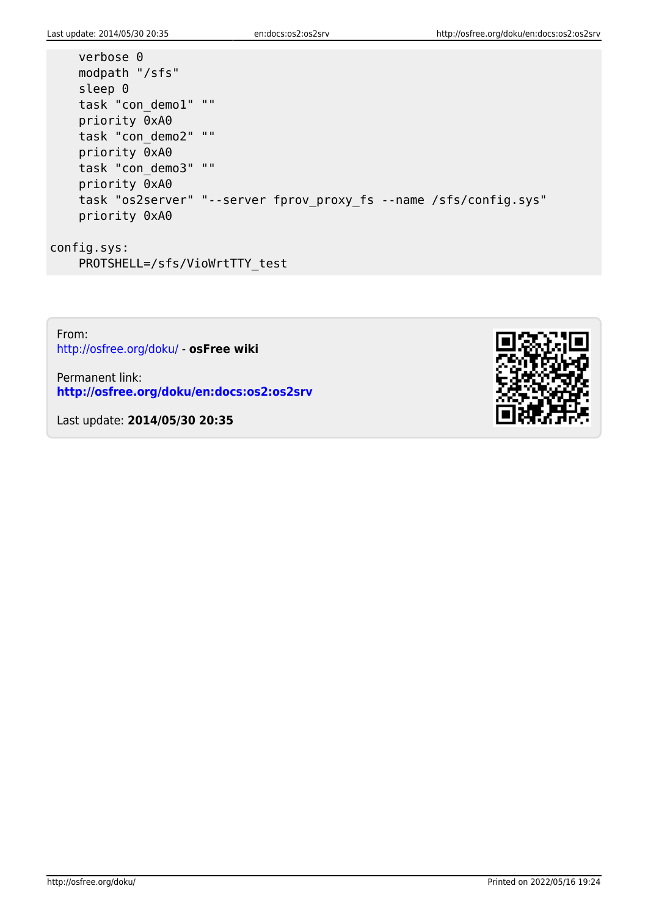```
    verbose 0
    modpath "/sfs"
    sleep 0
    task "con_demo1" ""
    priority 0xA0
    task "con_demo2" ""
    priority 0xA0
    task "con_demo3" ""
    priority 0xA0
    task "os2server" "--server fprov_proxy_fs --name /sfs/config.sys"
    priority 0xA0

config.sys:
    PROTSHELL=/sfs/VioWrtTTY_test
```

From:
http://osfree.org/doku/ - **osFree wiki**

Permanent link:
**http://osfree.org/doku/en:docs:os2:os2srv**

Last update: **2014/05/30 20:35**